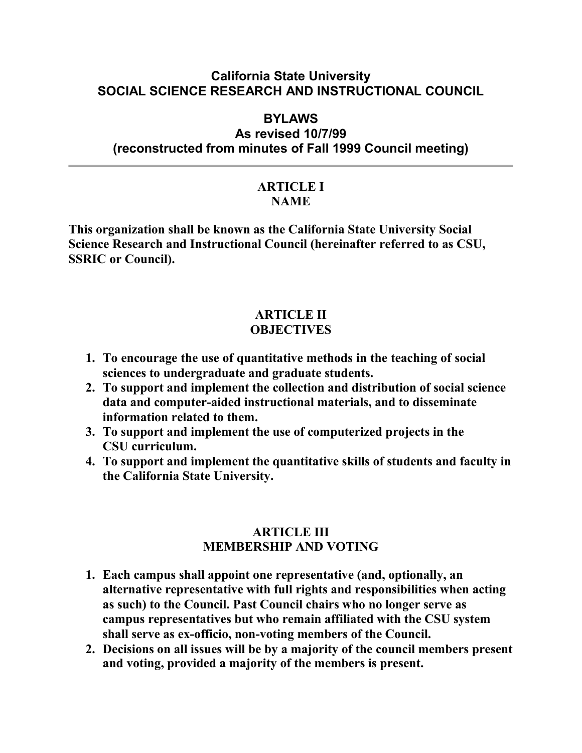# California State University
# SOCIAL SCIENCE RESEARCH AND INSTRUCTIONAL COUNCIL

## BYLAWS
## As revised 10/7/99
## (reconstructed from minutes of Fall 1999 Council meeting)

---

## ARTICLE I
## NAME

**This organization shall be known as the California State University Social Science Research and Instructional Council (hereinafter referred to as CSU, SSRIC or Council).**

## ARTICLE II
## OBJECTIVES

1. **To encourage the use of quantitative methods in the teaching of social sciences to undergraduate and graduate students.**
2. **To support and implement the collection and distribution of social science data and computer-aided instructional materials, and to disseminate information related to them.**
3. **To support and implement the use of computerized projects in the CSU curriculum.**
4. **To support and implement the quantitative skills of students and faculty in the California State University.**

## ARTICLE III
## MEMBERSHIP AND VOTING

1. **Each campus shall appoint one representative (and, optionally, an alternative representative with full rights and responsibilities when acting as such) to the Council. Past Council chairs who no longer serve as campus representatives but who remain affiliated with the CSU system shall serve as ex-officio, non-voting members of the Council.**
2. **Decisions on all issues will be by a majority of the council members present and voting, provided a majority of the members is present.**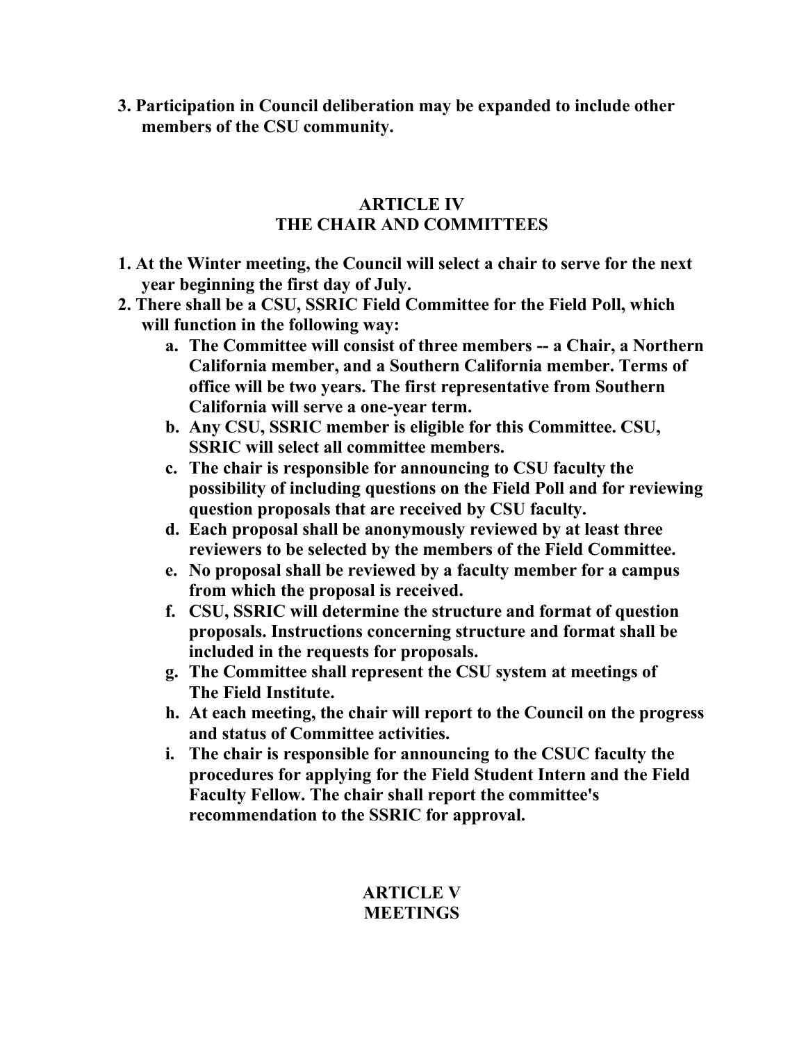3. Participation in Council deliberation may be expanded to include other members of the CSU community.

## ARTICLE IV
## THE CHAIR AND COMMITTEES

1. At the Winter meeting, the Council will select a chair to serve for the next year beginning the first day of July.
2. There shall be a CSU, SSRIC Field Committee for the Field Poll, which will function in the following way:
    a. The Committee will consist of three members -- a Chair, a Northern California member, and a Southern California member. Terms of office will be two years. The first representative from Southern California will serve a one-year term.
    b. Any CSU, SSRIC member is eligible for this Committee. CSU, SSRIC will select all committee members.
    c. The chair is responsible for announcing to CSU faculty the possibility of including questions on the Field Poll and for reviewing question proposals that are received by CSU faculty.
    d. Each proposal shall be anonymously reviewed by at least three reviewers to be selected by the members of the Field Committee.
    e. No proposal shall be reviewed by a faculty member for a campus from which the proposal is received.
    f. CSU, SSRIC will determine the structure and format of question proposals. Instructions concerning structure and format shall be included in the requests for proposals.
    g. The Committee shall represent the CSU system at meetings of The Field Institute.
    h. At each meeting, the chair will report to the Council on the progress and status of Committee activities.
    i. The chair is responsible for announcing to the CSUC faculty the procedures for applying for the Field Student Intern and the Field Faculty Fellow. The chair shall report the committee's recommendation to the SSRIC for approval.

## ARTICLE V
## MEETINGS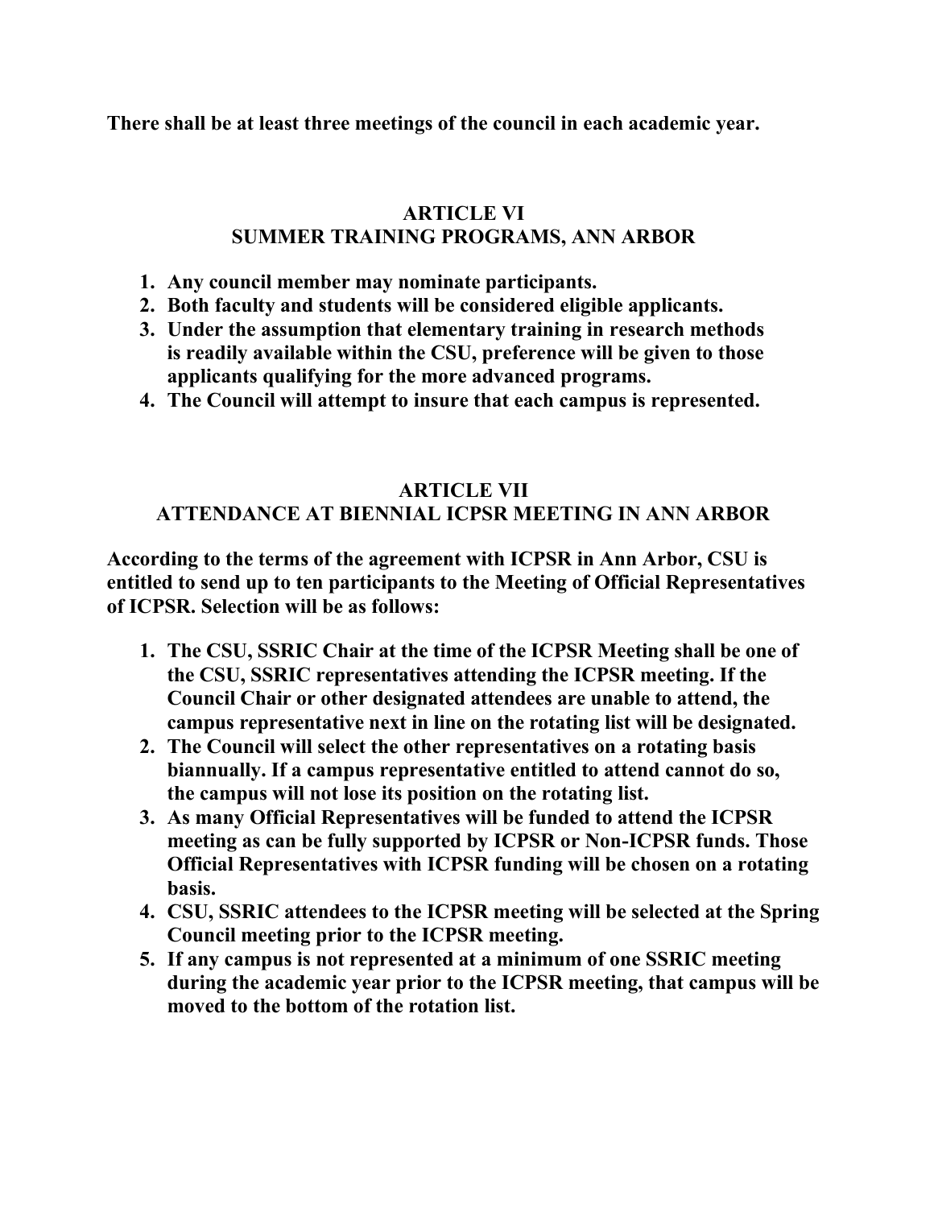**There shall be at least three meetings of the council in each academic year.**

## ARTICLE VI
## SUMMER TRAINING PROGRAMS, ANN ARBOR

1. **Any council member may nominate participants.**
2. **Both faculty and students will be considered eligible applicants.**
3. **Under the assumption that elementary training in research methods is readily available within the CSU, preference will be given to those applicants qualifying for the more advanced programs.**
4. **The Council will attempt to insure that each campus is represented.**

## ARTICLE VII
## ATTENDANCE AT BIENNIAL ICPSR MEETING IN ANN ARBOR

**According to the terms of the agreement with ICPSR in Ann Arbor, CSU is entitled to send up to ten participants to the Meeting of Official Representatives of ICPSR. Selection will be as follows:**

1. **The CSU, SSRIC Chair at the time of the ICPSR Meeting shall be one of the CSU, SSRIC representatives attending the ICPSR meeting. If the Council Chair or other designated attendees are unable to attend, the campus representative next in line on the rotating list will be designated.**
2. **The Council will select the other representatives on a rotating basis biannually. If a campus representative entitled to attend cannot do so, the campus will not lose its position on the rotating list.**
3. **As many Official Representatives will be funded to attend the ICPSR meeting as can be fully supported by ICPSR or Non-ICPSR funds. Those Official Representatives with ICPSR funding will be chosen on a rotating basis.**
4. **CSU, SSRIC attendees to the ICPSR meeting will be selected at the Spring Council meeting prior to the ICPSR meeting.**
5. **If any campus is not represented at a minimum of one SSRIC meeting during the academic year prior to the ICPSR meeting, that campus will be moved to the bottom of the rotation list.**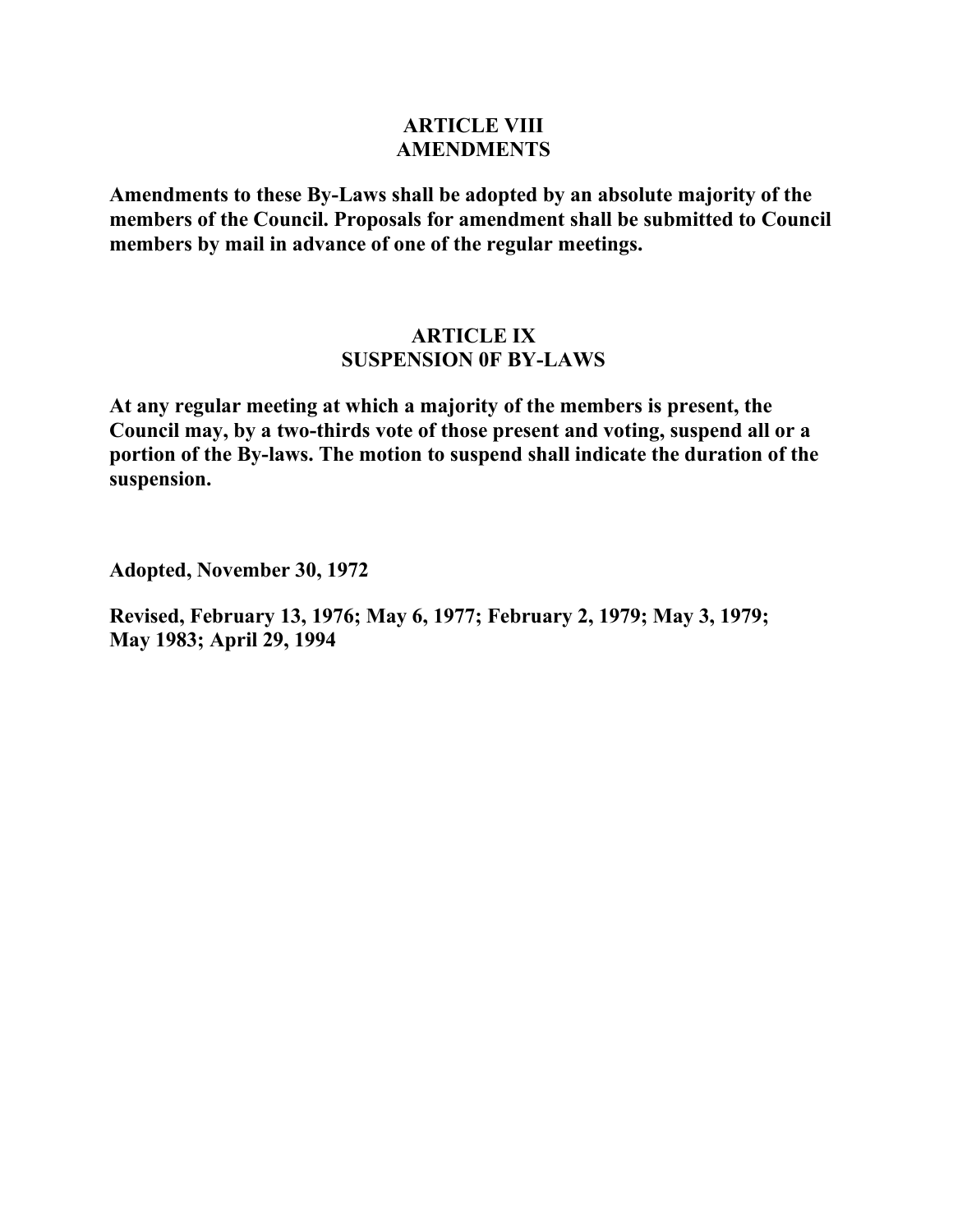## ARTICLE VIII
## AMENDMENTS

**Amendments to these By-Laws shall be adopted by an absolute majority of the members of the Council. Proposals for amendment shall be submitted to Council members by mail in advance of one of the regular meetings.**

## ARTICLE IX
## SUSPENSION 0F BY-LAWS

**At any regular meeting at which a majority of the members is present, the Council may, by a two-thirds vote of those present and voting, suspend all or a portion of the By-laws. The motion to suspend shall indicate the duration of the suspension.**

**Adopted, November 30, 1972**

**Revised, February 13, 1976; May 6, 1977; February 2, 1979; May 3, 1979; May 1983; April 29, 1994**